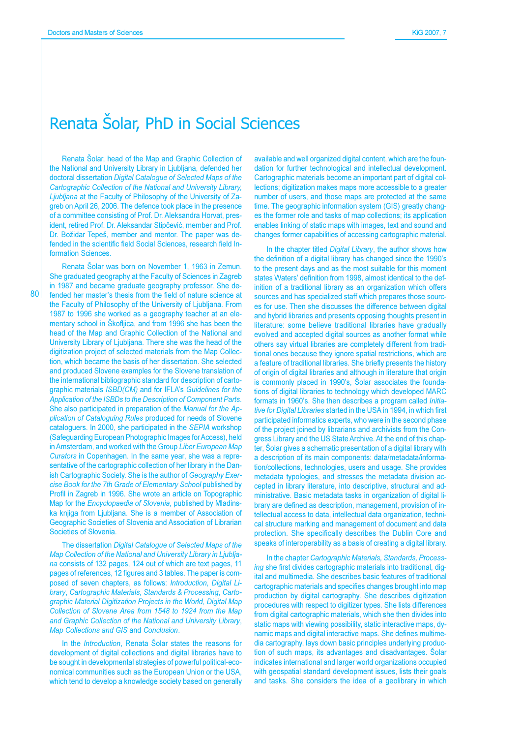# Renata Šolar, PhD in Social Sciences

Renata Šolar, head of the Map and Graphic Collection of the National and University Library in Ljubljana, defended her doctoral dissertation *Digital Catalogue of Selected Maps of the Cartographic Collection of the National and University Library, Ljubljana* at the Faculty of Philosophy of the University of Zagreb on April 26, 2006. The defence took place in the presence of a committee consisting of Prof. Dr. Aleksandra Horvat, president, retired Prof. Dr. Aleksandar Stipčević, member and Prof. Dr. Božidar Tepeš, member and mentor. The paper was defended in the scientific field Social Sciences, research field Information Sciences.

Renata Šolar was born on November 1, 1963 in Zemun. She graduated geography at the Faculty of Sciences in Zagreb in 1987 and became graduate geography professor. She defended her master's thesis from the field of nature science at the Faculty of Philosophy of the University of Ljubljana. From 1987 to 1996 she worked as a geography teacher at an elementary school in Škofljica, and from 1996 she has been the head of the Map and Graphic Collection of the National and University Library of Ljubljana. There she was the head of the digitization project of selected materials from the Map Collection, which became the basis of her dissertation. She selected and produced Slovene examples for the Slovene translation of the international bibliographic standard for description of cartographic materials *ISBD(CM)* and for IFLA's *Guidelines for the Application of the ISBDs to the Description of Component Parts*. She also participated in preparation of the *Manual for the Application of Cataloguing Rules* produced for needs of Slovene cataloguers. In 2000, she participated in the *SEPIA* workshop (Safeguarding European Photographic Images for Access), held in Amsterdam, and worked with the Group *Liber European Map Curators* in Copenhagen. In the same year, she was a representative of the cartographic collection of her library in the Danish Cartographic Society. She is the author of *Geography Exercise Book for the 7th Grade of Elementary School* published by Profil in Zagreb in 1996. She wrote an article on Topographic Map for the *Encyclopaedia of Slovenia,* published by Mladinska knjiga from Ljubljana. She is a member of Association of Geographic Societies of Slovenia and Association of Librarian Societies of Slovenia.

The dissertation *Digital Catalogue of Selected Maps of the Map Collection of the National and University Library in Ljubljana* consists of 132 pages, 124 out of which are text pages, 11 pages of references, 12 figures and 3 tables. The paper is composed of seven chapters, as follows: *Introduction*, *Digital Library*, *Cartographic Materials, Standards & Processing*, *Cartographic Material Digitization Projects in the World*, *Digital Map Collection of Slovene Area from 1548 to 1924 from the Map and Graphic Collection of the National and University Library*, *Map Collections and GIS* and *Conclusion*.

In the *Introduction*, Renata Šolar states the reasons for development of digital collections and digital libraries have to be sought in developmental strategies of powerful political-economical communities such as the European Union or the USA, which tend to develop a knowledge society based on generally available and well organized digital content, which are the foundation for further technological and intellectual development. Cartographic materials become an important part of digital collections; digitization makes maps more accessible to a greater number of users, and those maps are protected at the same time. The geographic information system (GIS) greatly changes the former role and tasks of map collections; its application enables linking of static maps with images, text and sound and changes former capabilities of accessing cartographic material.

In the chapter titled *Digital Library*, the author shows how the definition of a digital library has changed since the 1990's to the present days and as the most suitable for this moment states Waters' definition from 1998, almost identical to the definition of a traditional library as an organization which offers sources and has specialized staff which prepares those sources for use. Then she discusses the difference between digital and hybrid libraries and presents opposing thoughts present in literature: some believe traditional libraries have gradually evolved and accepted digital sources as another format while others say virtual libraries are completely different from traditional ones because they ignore spatial restrictions, which are a feature of traditional libraries. She briefly presents the history of origin of digital libraries and although in literature that origin is commonly placed in 1990's, Šolar associates the foundations of digital libraries to technology which developed MARC formats in 1960's. She then describes a program called *Initiative for Digital Libraries* started in the USA in 1994, in which first participated informatics experts, who were in the second phase of the project joined by librarians and archivists from the Congress Library and the US State Archive. At the end of this chapter, Šolar gives a schematic presentation of a digital library with a description of its main components: data/metadata/information/collections, technologies, users and usage. She provides metadata typologies, and stresses the metadata division accepted in library literature, into descriptive, structural and administrative. Basic metadata tasks in organization of digital library are defined as description, management, provision of intellectual access to data, intellectual data organization, technical structure marking and management of document and data protection. She specifically describes the Dublin Core and speaks of interoperability as a basis of creating a digital library.

In the chapter *Cartographic Materials, Standards, Processing* she first divides cartographic materials into traditional, digital and multimedia. She describes basic features of traditional cartographic materials and specifies changes brought into map production by digital cartography. She describes digitization procedures with respect to digitizer types. She lists differences from digital cartographic materials, which she then divides into static maps with viewing possibility, static interactive maps, dynamic maps and digital interactive maps. She defines multimedia cartography, lays down basic principles underlying production of such maps, its advantages and disadvantages. Šolar indicates international and larger world organizations occupied with geospatial standard development issues, lists their goals and tasks. She considers the idea of a geolibrary in which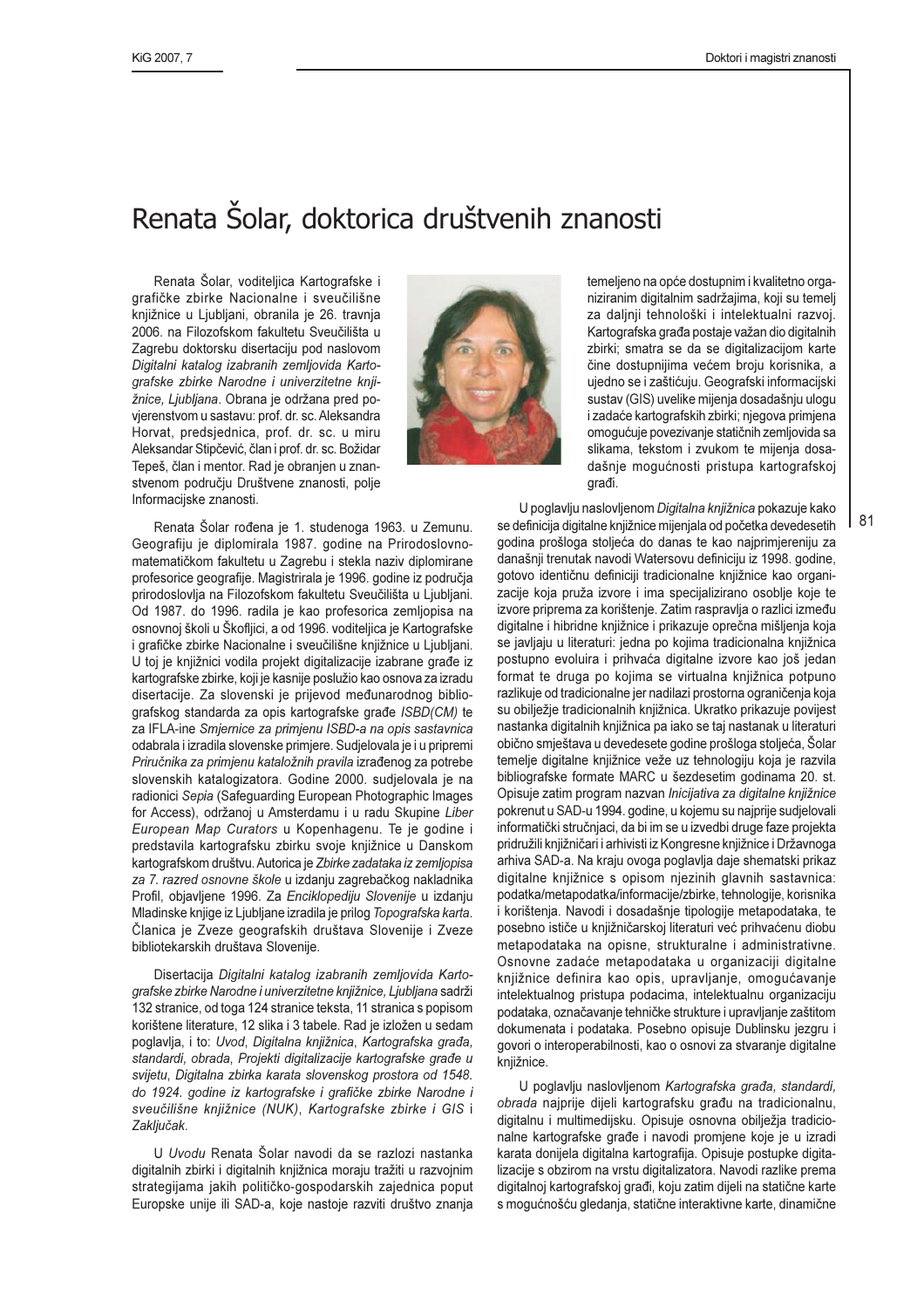# Renata Šolar, doktorica društvenih znanosti

Renata Šolar, voditeljica Kartografske i grafičke zbirke Nacionalne i sveučilišne knjižnice u Ljubljani, obranila je 26. travnja 2006. na Filozofskom fakultetu Sveučilišta u Zagrebu doktorsku disertaciju pod naslovom *Digitalni katalog izabranih zemljovida Kartografske zbirke Narodne i univerzitetne knjižnice, Ljubljana*. Obrana je održana pred povjerenstvom u sastavu: prof. dr. sc. Aleksandra Horvat, predsjednica, prof. dr. sc. u miru Aleksandar Stipčević, član i prof. dr. sc. Božidar Tepeš, član i mentor. Rad je obranjen u znanstvenom području Društvene znanosti, polje Informacijske znanosti.

Renata Šolar rođena je 1. studenoga 1963. u Zemunu. Geografiju je diplomirala 1987. godine na Prirodoslovno-matematičkom fakultetu u Zagrebu i stekla naziv diplomirane profesorice geografije. Magistrirala je 1996. godine iz područja prirodoslovlja na Filozofskom fakultetu Sveučilišta u Ljubljani. Od 1987. do 1996. radila je kao profesorica zemljopisa na osnovnoj školi u Škofljici, a od 1996. voditeljica je Kartografske i grafičke zbirke Nacionalne i sveučilišne knjižnice u Ljubljani. U toj je knjižnici vodila projekt digitalizacije izabrane građe iz kartografske zbirke, koji je kasnije poslužio kao osnova za izradu disertacije. Za slovenski je prijevod međunarodnog bibliografskog standarda za opis kartografske građe *ISBD(CM)* te za IFLA-ine *Smjernice za primjenu ISBD-a na opis sastavnica* odabrala i izradila slovenske primjere. Sudjelovala je i u pripremi *Priručnika za primjenu kataložnih pravila* izrađenog za potrebe slovenskih katalogizatora. Godine 2000. sudjelovala je na radionici *Sepia* (Safeguarding European Photographic Images for Access), održanoj u Amsterdamu i u radu Skupine *Liber European Map Curators* u Kopenhagenu. Te je godine i predstavila kartografsku zbirku svoje knjižnice u Danskom kartografskom društvu. Autorica je *Zbirke zadataka iz zemljopisa za 7. razred osnovne škole* u izdanju zagrebačkog nakladnika Profil, objavljene 1996. Za *Enciklopediju Slovenije* u izdanju Mladinske knjige iz Ljubljane izradila je prilog *Topografska karta*. Članica je Zveze geografskih društava Slovenije i Zveze bibliotekarskih društava Slovenije.

Disertacija *Digitalni katalog izabranih zemljovida Kartografske zbirke Narodne i univerzitetne knjižnice, Ljubljana* sadrži 132 stranice, od toga 124 stranice teksta, 11 stranica s popisom korištene literature, 12 slika i 3 tabele. Rad je izložen u sedam poglavlja, i to: *Uvod*, *Digitalna knjižnica*, *Kartografska građa, standardi, obrada*, *Projekti digitalizacije kartografske građe u svijetu*, *Digitalna zbirka karata slovenskog prostora od 1548. do 1924. godine iz kartografske i grafičke zbirke Narodne i sveučilišne knjižnice (NUK)*, *Kartografske zbirke i GIS* i *Zaključak*.

U *Uvodu* Renata Šolar navodi da se razlozi nastanka digitalnih zbirki i digitalnih knjižnica moraju tražiti u razvojnim strategijama jakih političko-gospodarskih zajednica poput Europske unije ili SAD-a, koje nastoje razviti društvo znanja temeljeno na opće dostupnim i kvalitetno organiziranim digitalnim sadržajima, koji su temelj za daljnji tehnološki i intelektualni razvoj. Kartografska građa postaje važan dio digitalnih zbirki; smatra se da se digitalizacijom karte čine dostupnijima većem broju korisnika, a ujedno se i zaštićuju. Geografski informacijski sustav (GIS) uvelike mijenja dosadašnju ulogu i zadaće kartografskih zbirki; njegova primjena omogućuje povezivanje statičnih zemljovida sa slikama, tekstom i zvukom te mijenja dosadašnje mogućnosti pristupa kartografskoj građi.

U poglavlju naslovljenom *Digitalna knjižnica* pokazuje kako se definicija digitalne knjižnice mijenjala od početka devedesetih godina prošloga stoljeća do danas te kao najprimjereniju za današnji trenutak navodi Watersovu definiciju iz 1998. godine, gotovo identičnu definiciji tradicionalne knjižnice kao organizacije koja pruža izvore i ima specijalizirano osoblje koje te izvore priprema za korištenje. Zatim raspravlja o razlici između digitalne i hibridne knjižnice i prikazuje oprečna mišljenja koja se javljaju u literaturi: jedna po kojima tradicionalna knjižnica postupno evoluira i prihvaća digitalne izvore kao još jedan format te druga po kojima se virtualna knjižnica potpuno razlikuje od tradicionalne jer nadilazi prostorna ograničenja koja su obilježje tradicionalnih knjižnica. Ukratko prikazuje povijest nastanka digitalnih knjižnica pa iako se taj nastanak u literaturi obično smještava u devedesete godine prošloga stoljeća, Šolar temelje digitalne knjižnice veže uz tehnologiju koja je razvila bibliografske formate MARC u šezdesetim godinama 20. st. Opisuje zatim program nazvan *Inicijativa za digitalne knjižnice* pokrenut u SAD-u 1994. godine, u kojemu su najprije sudjelovali informatički stručnjaci, da bi im se u izvedbi druge faze projekta pridružili knjižničari i arhivisti iz Kongresne knjižnice i Državnoga arhiva SAD-a. Na kraju ovoga poglavlja daje shematski prikaz digitalne knjižnice s opisom njezinih glavnih sastavnica: podatka/metapodatka/informacije/zbirke, tehnologije, korisnika i korištenja. Navodi i dosadašnje tipologije metapodataka, te posebno ističe u knjižničarskoj literaturi već prihvaćenu diobu metapodataka na opisne, strukturalne i administrativne. Osnovne zadaće metapodataka u organizaciji digitalne knjižnice definira kao opis, upravljanje, omogućavanje intelektualnog pristupa podacima, intelektualnu organizaciju podataka, označavanje tehničke strukture i upravljanje zaštitom dokumenata i podataka. Posebno opisuje Dublinsku jezgru i govori o interoperabilnosti, kao o osnovi za stvaranje digitalne knjižnice.

U poglavlju naslovljenom *Kartografska građa, standardi, obrada* najprije dijeli kartografsku građu na tradicionalnu, digitalnu i multimedijsku. Opisuje osnovna obilježja tradicionalne kartografske građe i navodi promjene koje je u izradi karata donijela digitalna kartografija. Opisuje postupke digitalizacije s obzirom na vrstu digitalizatora. Navodi razlike prema digitalnoj kartografskoj građi, koju zatim dijeli na statične karte s mogućnošću gledanja, statične interaktivne karte, dinamične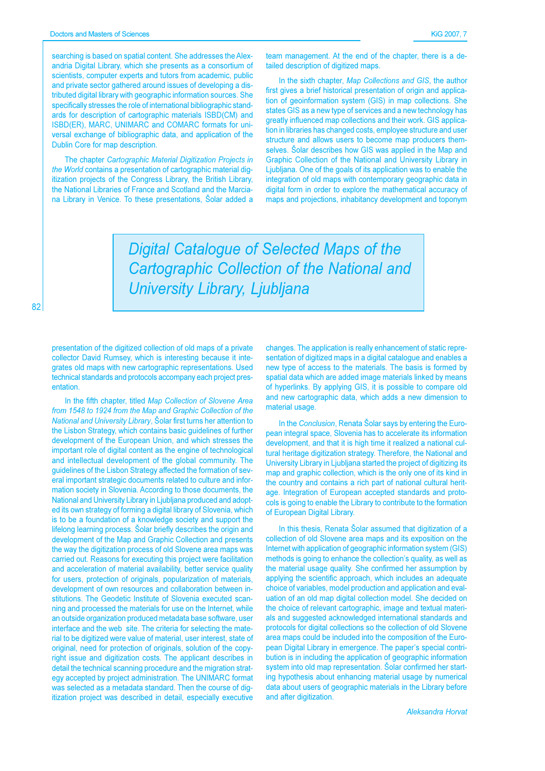searching is based on spatial content. She addresses the Alexandria Digital Library, which she presents as a consortium of scientists, computer experts and tutors from academic, public and private sector gathered around issues of developing a distributed digital library with geographic information sources. She specifically stresses the role of international bibliographic standards for description of cartographic materials ISBD(CM) and ISBD(ER), MARC, UNIMARC and COMARC formats for universal exchange of bibliographic data, and application of the Dublin Core for map description.

The chapter *Cartographic Material Digitization Projects in the World* contains a presentation of cartographic material digitization projects of the Congress Library, the British Library, the National Libraries of France and Scotland and the Marciana Library in Venice. To these presentations, Šolar added a presentation of the digitized collection of old maps of a private collector David Rumsey, which is interesting because it integrates old maps with new cartographic representations. Used technical standards and protocols accompany each project presentation.

In the fifth chapter, titled *Map Collection of Slovene Area from 1548 to 1924 from the Map and Graphic Collection of the National and University Library*, Šolar first turns her attention to the Lisbon Strategy, which contains basic guidelines of further development of the European Union, and which stresses the important role of digital content as the engine of technological and intellectual development of the global community. The guidelines of the Lisbon Strategy affected the formation of several important strategic documents related to culture and information society in Slovenia. According to those documents, the National and University Library in Ljubljana produced and adopted its own strategy of forming a digital library of Slovenia, which is to be a foundation of a knowledge society and support the lifelong learning process. Šolar briefly describes the origin and development of the Map and Graphic Collection and presents the way the digitization process of old Slovene area maps was carried out. Reasons for executing this project were facilitation and acceleration of material availability, better service quality for users, protection of originals, popularization of materials, development of own resources and collaboration between institutions. The Geodetic Institute of Slovenia executed scanning and processed the materials for use on the Internet, while an outside organization produced metadata base software, user interface and the web site. The criteria for selecting the material to be digitized were value of material, user interest, state of original, need for protection of originals, solution of the copyright issue and digitization costs. The applicant describes in detail the technical scanning procedure and the migration strategy accepted by project administration. The UNIMARC format was selected as a metadata standard. Then the course of digitization project was described in detail, especially executive team management. At the end of the chapter, there is a detailed description of digitized maps.

In the sixth chapter, *Map Collections and GIS*, the author first gives a brief historical presentation of origin and application of geoinformation system (GIS) in map collections. She states GIS as a new type of services and a new technology has greatly influenced map collections and their work. GIS application in libraries has changed costs, employee structure and user structure and allows users to become map producers themselves. Šolar describes how GIS was applied in the Map and Graphic Collection of the National and University Library in Ljubljana. One of the goals of its application was to enable the integration of old maps with contemporary geographic data in digital form in order to explore the mathematical accuracy of maps and projections, inhabitancy development and toponym changes. The application is really enhancement of static representation of digitized maps in a digital catalogue and enables a new type of access to the materials. The basis is formed by spatial data which are added image materials linked by means of hyperlinks. By applying GIS, it is possible to compare old and new cartographic data, which adds a new dimension to material usage.

In the *Conclusion*, Renata Šolar says by entering the European integral space, Slovenia has to accelerate its information development, and that it is high time it realized a national cultural heritage digitization strategy. Therefore, the National and University Library in Ljubljana started the project of digitizing its map and graphic collection, which is the only one of its kind in the country and contains a rich part of national cultural heritage. Integration of European accepted standards and protocols is going to enable the Library to contribute to the formation of European Digital Library.

In this thesis, Renata Šolar assumed that digitization of a collection of old Slovene area maps and its exposition on the Internet with application of geographic information system (GIS) methods is going to enhance the collection's quality, as well as the material usage quality. She confirmed her assumption by applying the scientific approach, which includes an adequate choice of variables, model production and application and evaluation of an old map digital collection model. She decided on the choice of relevant cartographic, image and textual materials and suggested acknowledged international standards and protocols for digital collections so the collection of old Slovene area maps could be included into the composition of the European Digital Library in emergence. The paper's special contribution is in including the application of geographic information system into old map representation. Šolar confirmed her starting hypothesis about enhancing material usage by numerical data about users of geographic materials in the Library before and after digitization.

*Aleksandra Horvat*

## Digital Catalogue of Selected Maps of the Cartographic Collection of the National and University Library, Ljubljana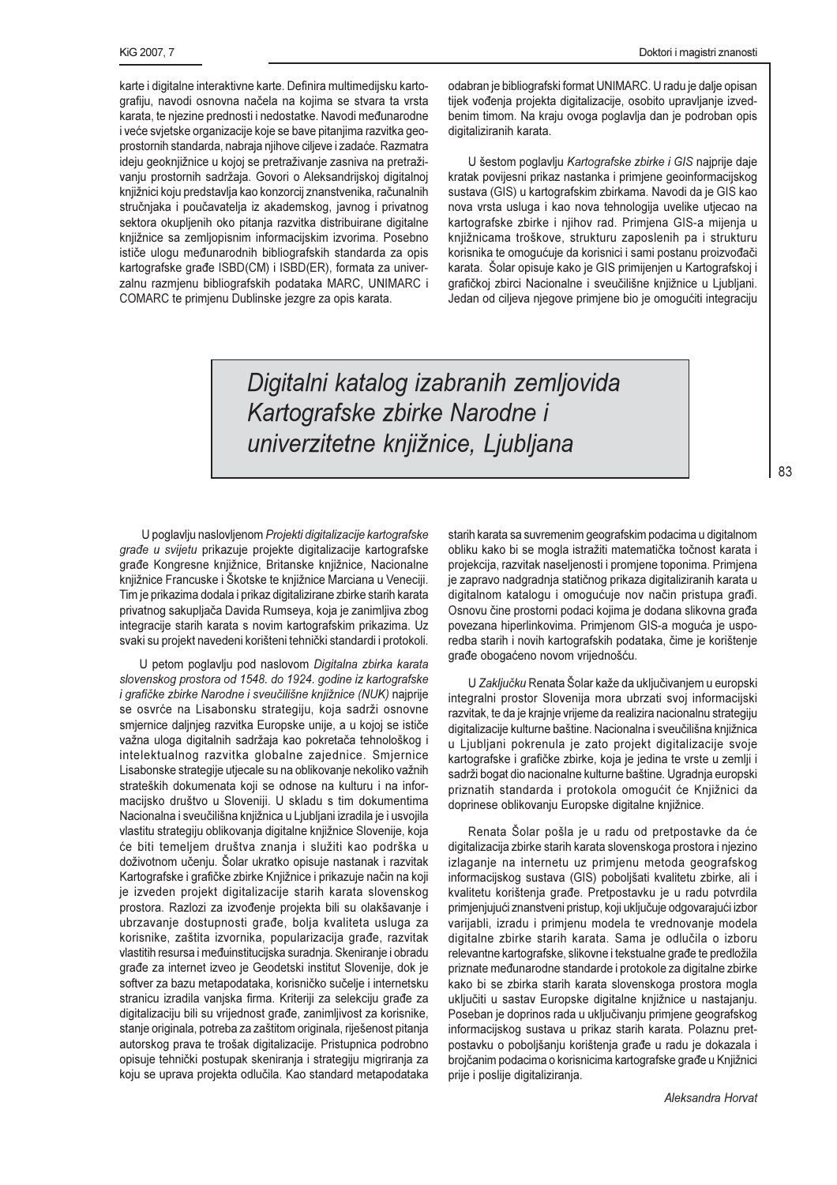karte i digitalne interaktivne karte. Definira multimedijsku kartografiju, navodi osnovna načela na kojima se stvara ta vrsta karata, te njezine prednosti i nedostatke. Navodi međunarodne i veće svjetske organizacije koje se bave pitanjima razvitka geoprostornih standarda, nabraja njihove ciljeve i zadaće. Razmatra ideju geoknjižnice u kojoj se pretraživanje zasniva na pretraživanju prostornih sadržaja. Govori o Aleksandrijskoj digitalnoj knjižnici koju predstavlja kao konzorcij znanstvenika, računalnih stručnjaka i poučavatelja iz akademskog, javnog i privatnog sektora okupljenih oko pitanja razvitka distribuirane digitalne knjižnice sa zemljopisnim informacijskim izvorima. Posebno ističe ulogu međunarodnih bibliografskih standarda za opis kartografske građe ISBD(CM) i ISBD(ER), formata za univerzalnu razmjenu bibliografskih podataka MARC, UNIMARC i COMARC te primjenu Dublinske jezgre za opis karata.

odabran je bibliografski format UNIMARC. U radu je dalje opisan tijek vođenja projekta digitalizacije, osobito upravljanje izvedbenim timom. Na kraju ovoga poglavlja dan je podroban opis digitaliziranih karata.

U šestom poglavlju *Kartografske zbirke i GIS* najprije daje kratak povijesni prikaz nastanka i primjene geoinformacijskog sustava (GIS) u kartografskim zbirkama. Navodi da je GIS kao nova vrsta usluga i kao nova tehnologija uvelike utjecao na kartografske zbirke i njihov rad. Primjena GIS-a mijenja u knjižnicama troškove, strukturu zaposlenih pa i strukturu korisnika te omogućuje da korisnici i sami postanu proizvođači karata. Šolar opisuje kako je GIS primijenjen u Kartografskoj i grafičkoj zbirci Nacionalne i sveučilišne knjižnice u Ljubljani. Jedan od ciljeva njegove primjene bio je omogućiti integraciju

# *Digitalni katalog izabranih zemljovida Kartografske zbirke Narodne i univerzitetne knjižnice, Ljubljana*

U poglavlju naslovljenom *Projekti digitalizacije kartografske građe u svijetu* prikazuje projekte digitalizacije kartografske građe Kongresne knjižnice, Britanske knjižnice, Nacionalne knjižnice Francuske i Škotske te knjižnice Marciana u Veneciji. Tim je prikazima dodala i prikaz digitalizirane zbirke starih karata privatnog sakupljača Davida Rumseya, koja je zanimljiva zbog integracije starih karata s novim kartografskim prikazima. Uz svaki su projekt navedeni korišteni tehnički standardi i protokoli.

U petom poglavlju pod naslovom *Digitalna zbirka karata slovenskog prostora od 1548. do 1924. godine iz kartografske i grafičke zbirke Narodne i sveučilišne knjižnice (NUK)* najprije se osvrće na Lisabonsku strategiju, koja sadrži osnovne smjernice daljnjeg razvitka Europske unije, a u kojoj se ističe važna uloga digitalnih sadržaja kao pokretača tehnološkog i intelektualnog razvitka globalne zajednice. Smjernice Lisabonske strategije utjecale su na oblikovanje nekoliko važnih strateških dokumenata koji se odnose na kulturu i na informacijsko društvo u Sloveniji. U skladu s tim dokumentima Nacionalna i sveučilišna knjižnica u Ljubljani izradila je i usvojila vlastitu strategiju oblikovanja digitalne knjižnice Slovenije, koja će biti temeljem društva znanja i služiti kao podrška u doživotnom učenju. Šolar ukratko opisuje nastanak i razvitak Kartografske i grafičke zbirke Knjižnice i prikazuje način na koji je izveden projekt digitalizacije starih karata slovenskog prostora. Razlozi za izvođenje projekta bili su olakšavanje i ubrzavanje dostupnosti građe, bolja kvaliteta usluga za korisnike, zaštita izvornika, popularizacija građe, razvitak vlastitih resursa i međuinstitucijska suradnja. Skeniranje i obradu građe za internet izveo je Geodetski institut Slovenije, dok je softver za bazu metapodataka, korisničko sučelje i internetsku stranicu izradila vanjska firma. Kriteriji za selekciju građe za digitalizaciju bili su vrijednost građe, zanimljivost za korisnike, stanje originala, potreba za zaštitom originala, riješenost pitanja autorskog prava te trošak digitalizacije. Pristupnica podrobno opisuje tehnički postupak skeniranja i strategiju migriranja za koju se uprava projekta odlučila. Kao standard metapodataka

starih karata sa suvremenim geografskim podacima u digitalnom obliku kako bi se mogla istražiti matematička točnost karata i projekcija, razvitak naseljenosti i promjene toponima. Primjena je zapravo nadgradnja statičnog prikaza digitaliziranih karata u digitalnom katalogu i omogućuje nov način pristupa građi. Osnovu čine prostorni podaci kojima je dodana slikovna građa povezana hiperlinkovima. Primjenom GIS-a moguća je usporedba starih i novih kartografskih podataka, čime je korištenje građe obogaćeno novom vrijednošću.

U *Zaključku* Renata Šolar kaže da uključivanjem u europski integralni prostor Slovenija mora ubrzati svoj informacijski razvitak, te da je krajnje vrijeme da realizira nacionalnu strategiju digitalizacije kulturne baštine. Nacionalna i sveučilišna knjižnica u Ljubljani pokrenula je zato projekt digitalizacije svoje kartografske i grafičke zbirke, koja je jedina te vrste u zemlji i sadrži bogat dio nacionalne kulturne baštine. Ugradnja europski priznatih standarda i protokola omogućit će Knjižnici da doprinese oblikovanju Europske digitalne knjižnice.

Renata Šolar pošla je u radu od pretpostavke da će digitalizacija zbirke starih karata slovenskoga prostora i njezino izlaganje na internetu uz primjenu metoda geografskog informacijskog sustava (GIS) poboljšati kvalitetu zbirke, ali i kvalitetu korištenja građe. Pretpostavku je u radu potvrdila primjenjujući znanstveni pristup, koji uključuje odgovarajući izbor varijabli, izradu i primjenu modela te vrednovanje modela digitalne zbirke starih karata. Sama je odlučila o izboru relevantne kartografske, slikovne i tekstualne građe te predložila priznate međunarodne standarde i protokole za digitalne zbirke kako bi se zbirka starih karata slovenskoga prostora mogla uključiti u sastav Europske digitalne knjižnice u nastajanju. Poseban je doprinos rada u uključivanju primjene geografskog informacijskog sustava u prikaz starih karata. Polaznu pretpostavku o poboljšanju korištenja građe u radu je dokazala i brojčanim podacima o korisnicima kartografske građe u Knjižnici prije i poslije digitaliziranja.

*Aleksandra Horvat*